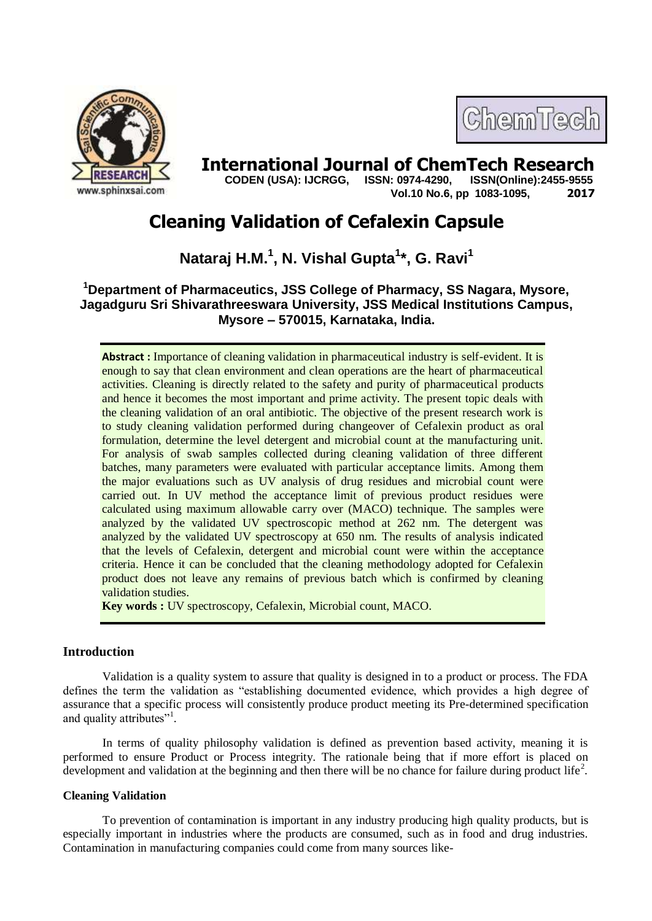# Cleaning Validation of Cefalexin Capsule

**Nataraj H.M.[1], N. Vishal Gupta[1]*, G. Ravi[1]**

**[1]Department of Pharmaceutics, JSS College of Pharmacy, SS Nagara, Mysore, Jagadguru Sri Shivarathreeswara University, JSS Medical Institutions Campus, Mysore – 570015, Karnataka, India.**

**Abstract :** Importance of cleaning validation in pharmaceutical industry is self-evident. It is enough to say that clean environment and clean operations are the heart of pharmaceutical activities. Cleaning is directly related to the safety and purity of pharmaceutical products and hence it becomes the most important and prime activity. The present topic deals with the cleaning validation of an oral antibiotic. The objective of the present research work is to study cleaning validation performed during changeover of Cefalexin product as oral formulation, determine the level detergent and microbial count at the manufacturing unit. For analysis of swab samples collected during cleaning validation of three different batches, many parameters were evaluated with particular acceptance limits. Among them the major evaluations such as UV analysis of drug residues and microbial count were carried out. In UV method the acceptance limit of previous product residues were calculated using maximum allowable carry over (MACO) technique. The samples were analyzed by the validated UV spectroscopic method at 262 nm. The detergent was analyzed by the validated UV spectroscopy at 650 nm. The results of analysis indicated that the levels of Cefalexin, detergent and microbial count were within the acceptance criteria. Hence it can be concluded that the cleaning methodology adopted for Cefalexin product does not leave any remains of previous batch which is confirmed by cleaning validation studies.

**Key words :** UV spectroscopy, Cefalexin, Microbial count, MACO.

## Introduction

Validation is a quality system to assure that quality is designed in to a product or process. The FDA defines the term the validation as "establishing documented evidence, which provides a high degree of assurance that a specific process will consistently produce product meeting its Pre-determined specification and quality attributes"[1].

In terms of quality philosophy validation is defined as prevention based activity, meaning it is performed to ensure Product or Process integrity. The rationale being that if more effort is placed on development and validation at the beginning and then there will be no chance for failure during product life[2].

### Cleaning Validation

To prevention of contamination is important in any industry producing high quality products, but is especially important in industries where the products are consumed, such as in food and drug industries. Contamination in manufacturing companies could come from many sources like-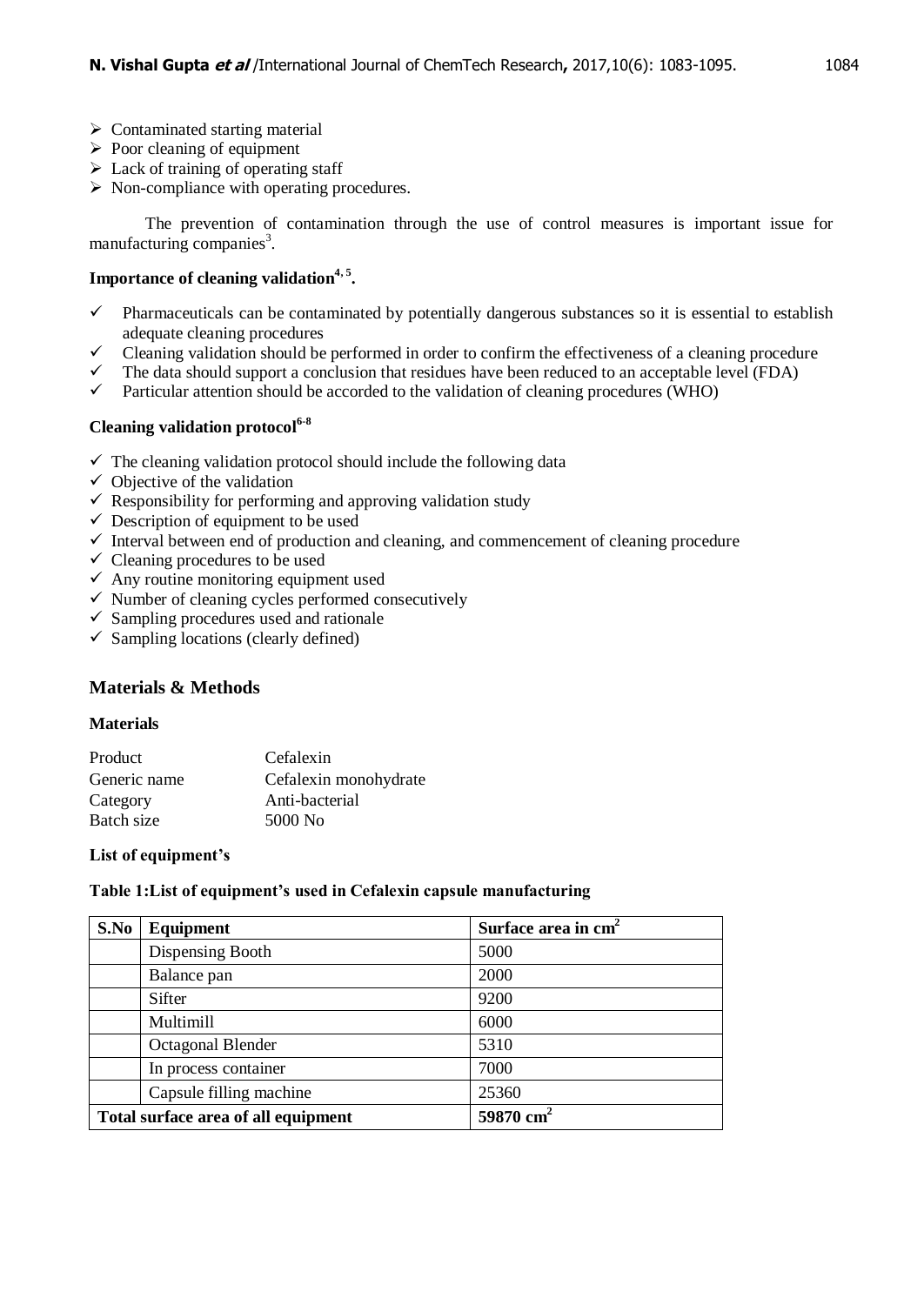- Contaminated starting material
- Poor cleaning of equipment
- Lack of training of operating staff
- Non-compliance with operating procedures.

The prevention of contamination through the use of control measures is important issue for manufacturing companies[3].

### Importance of cleaning validation[4, 5].

- Pharmaceuticals can be contaminated by potentially dangerous substances so it is essential to establish adequate cleaning procedures
- Cleaning validation should be performed in order to confirm the effectiveness of a cleaning procedure
- The data should support a conclusion that residues have been reduced to an acceptable level (FDA)
- Particular attention should be accorded to the validation of cleaning procedures (WHO)

### Cleaning validation protocol[6-8]

- The cleaning validation protocol should include the following data
- Objective of the validation
- Responsibility for performing and approving validation study
- Description of equipment to be used
- Interval between end of production and cleaning, and commencement of cleaning procedure
- Cleaning procedures to be used
- Any routine monitoring equipment used
- Number of cleaning cycles performed consecutively
- Sampling procedures used and rationale
- Sampling locations (clearly defined)

## Materials & Methods

### Materials

| | |
|---|---|
| Product | Cefalexin |
| Generic name | Cefalexin monohydrate |
| Category | Anti-bacterial |
| Batch size | 5000 No |

### List of equipment's

**Table 1:List of equipment's used in Cefalexin capsule manufacturing**

| S.No | Equipment | Surface area in $cm^2$ |
|---|---|---|
| | Dispensing Booth | 5000 |
| | Balance pan | 2000 |
| | Sifter | 9200 |
| | Multimill | 6000 |
| | Octagonal Blender | 5310 |
| | In process container | 7000 |
| | Capsule filling machine | 25360 |
| **Total surface area of all equipment** | | **59870 $cm^2$** |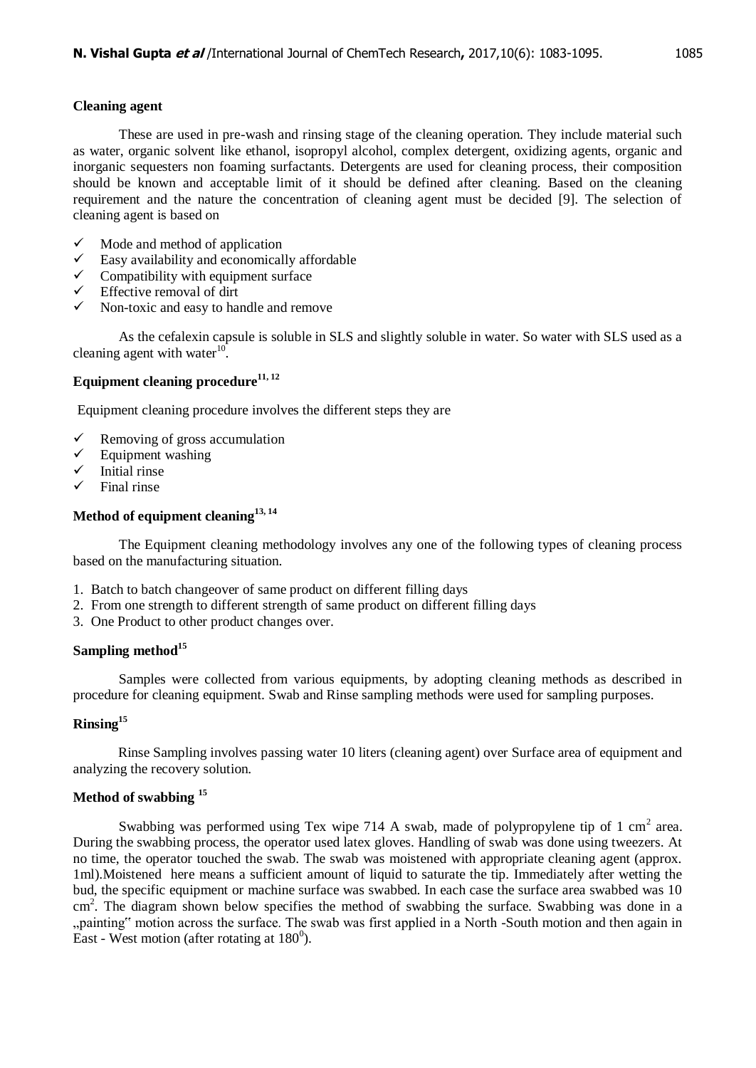**Cleaning agent**

These are used in pre-wash and rinsing stage of the cleaning operation. They include material such as water, organic solvent like ethanol, isopropyl alcohol, complex detergent, oxidizing agents, organic and inorganic sequesters non foaming surfactants. Detergents are used for cleaning process, their composition should be known and acceptable limit of it should be defined after cleaning. Based on the cleaning requirement and the nature the concentration of cleaning agent must be decided [9]. The selection of cleaning agent is based on

- ✓ Mode and method of application
- ✓ Easy availability and economically affordable
- ✓ Compatibility with equipment surface
- ✓ Effective removal of dirt
- ✓ Non-toxic and easy to handle and remove

As the cefalexin capsule is soluble in SLS and slightly soluble in water. So water with SLS used as a cleaning agent with water[10].

**Equipment cleaning procedure[11, 12]**

Equipment cleaning procedure involves the different steps they are

- ✓ Removing of gross accumulation
- ✓ Equipment washing
- ✓ Initial rinse
- ✓ Final rinse

**Method of equipment cleaning[13, 14]**

The Equipment cleaning methodology involves any one of the following types of cleaning process based on the manufacturing situation.

1. Batch to batch changeover of same product on different filling days
2. From one strength to different strength of same product on different filling days
3. One Product to other product changes over.

**Sampling method[15]**

Samples were collected from various equipments, by adopting cleaning methods as described in procedure for cleaning equipment. Swab and Rinse sampling methods were used for sampling purposes.

**Rinsing[15]**

Rinse Sampling involves passing water 10 liters (cleaning agent) over Surface area of equipment and analyzing the recovery solution.

**Method of swabbing [15]**

Swabbing was performed using Tex wipe 714 A swab, made of polypropylene tip of 1 $cm^2$ area. During the swabbing process, the operator used latex gloves. Handling of swab was done using tweezers. At no time, the operator touched the swab. The swab was moistened with appropriate cleaning agent (approx. 1ml).Moistened here means a sufficient amount of liquid to saturate the tip. Immediately after wetting the bud, the specific equipment or machine surface was swabbed. In each case the surface area swabbed was 10 $cm^2$. The diagram shown below specifies the method of swabbing the surface. Swabbing was done in a „painting" motion across the surface. The swab was first applied in a North -South motion and then again in East - West motion (after rotating at $180^0$).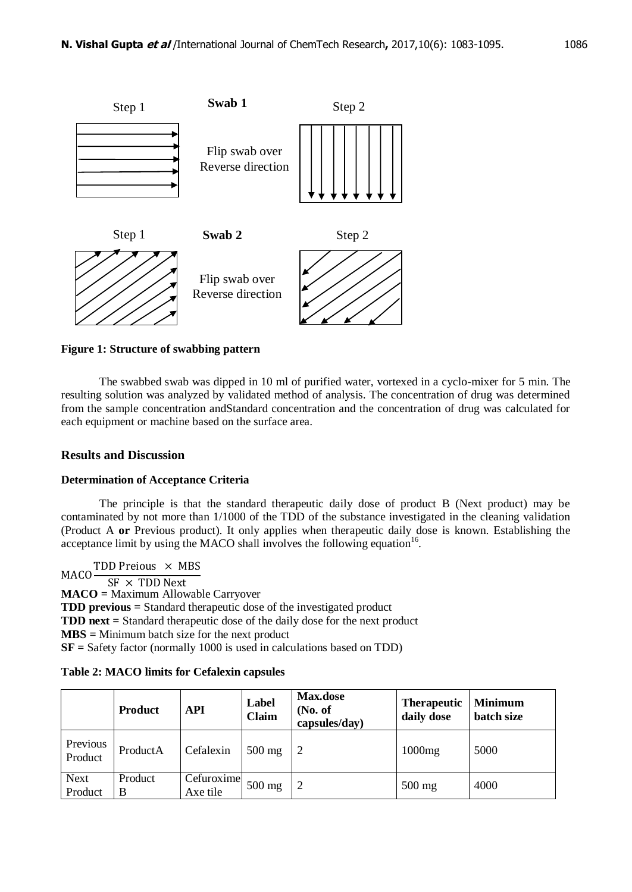Step 1 **Swab 1** Step 2

Flip swab over
Reverse direction

Step 1 **Swab 2** Step 2

Flip swab over
Reverse direction

**Figure 1: Structure of swabbing pattern**

The swabbed swab was dipped in 10 ml of purified water, vortexed in a cyclo-mixer for 5 min. The resulting solution was analyzed by validated method of analysis. The concentration of drug was determined from the sample concentration andStandard concentration and the concentration of drug was calculated for each equipment or machine based on the surface area.

## Results and Discussion

### Determination of Acceptance Criteria

The principle is that the standard therapeutic daily dose of product B (Next product) may be contaminated by not more than 1/1000 of the TDD of the substance investigated in the cleaning validation (Product A **or** Previous product). It only applies when therapeutic daily dose is known. Establishing the acceptance limit by using the MACO shall involves the following equation[16].

$$MACO \frac{\text{TDD Preious} \times \text{MBS}}{\text{SF} \times \text{TDD Next}}$$

**MACO =** Maximum Allowable Carryover
**TDD previous =** Standard therapeutic dose of the investigated product
**TDD next =** Standard therapeutic dose of the daily dose for the next product
**MBS =** Minimum batch size for the next product
**SF =** Safety factor (normally 1000 is used in calculations based on TDD)

**Table 2: MACO limits for Cefalexin capsules**

| | **Product** | **API** | **Label Claim** | **Max.dose (No. of capsules/day)** | **Therapeutic daily dose** | **Minimum batch size** |
|---|---|---|---|---|---|---|
| Previous Product | ProductA | Cefalexin | 500 mg | 2 | 1000mg | 5000 |
| Next Product | Product B | Cefuroxime Axe tile | 500 mg | 2 | 500 mg | 4000 |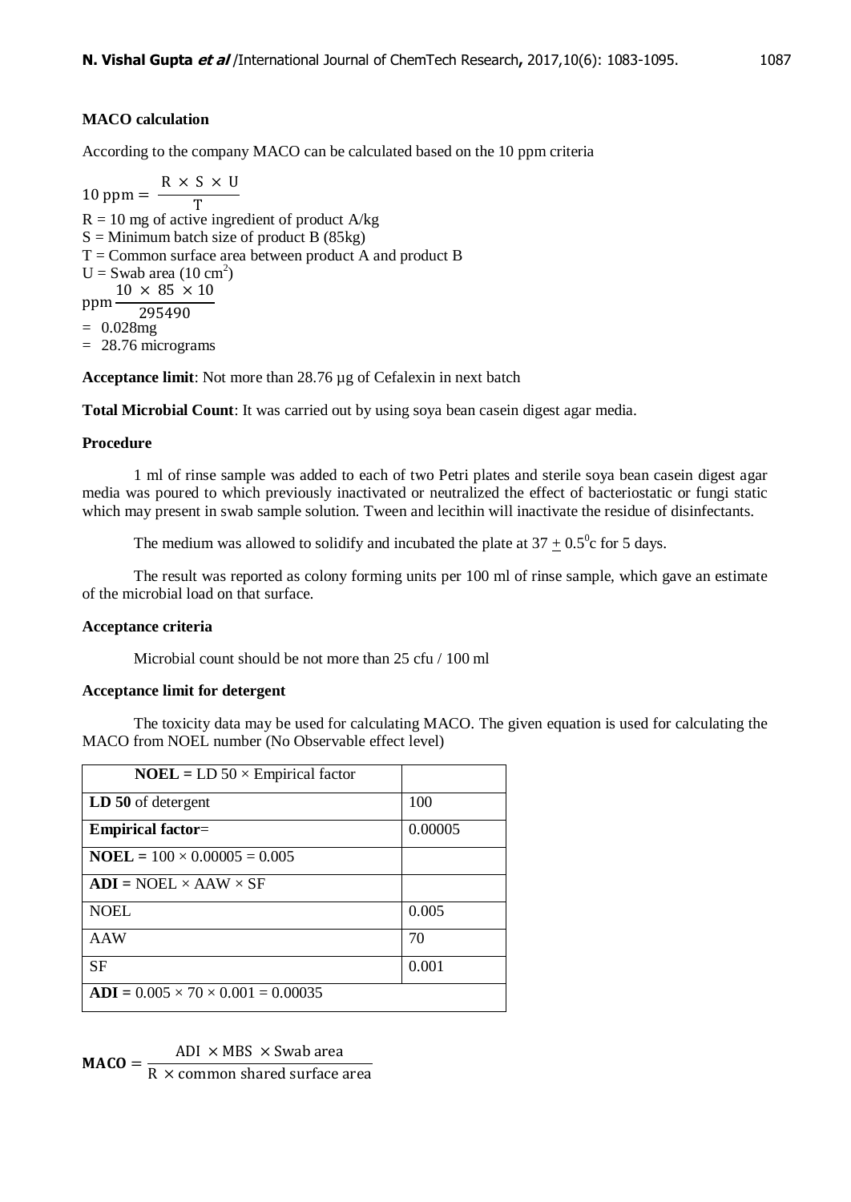**MACO calculation**

According to the company MACO can be calculated based on the 10 ppm criteria

$$10 \text{ ppm} = \frac{R \times S \times U}{T}$$

R = 10 mg of active ingredient of product A/kg
S = Minimum batch size of product B (85kg)
T = Common surface area between product A and product B
U = Swab area (10 $cm^2$)

$$\text{ppm} \frac{10 \times 85 \times 10}{295490}$$

= 0.028mg
= 28.76 micrograms

**Acceptance limit**: Not more than 28.76 µg of Cefalexin in next batch

**Total Microbial Count**: It was carried out by using soya bean casein digest agar media.

**Procedure**

1 ml of rinse sample was added to each of two Petri plates and sterile soya bean casein digest agar media was poured to which previously inactivated or neutralized the effect of bacteriostatic or fungi static which may present in swab sample solution. Tween and lecithin will inactivate the residue of disinfectants.

The medium was allowed to solidify and incubated the plate at $37 \pm 0.5^0$c for 5 days.

The result was reported as colony forming units per 100 ml of rinse sample, which gave an estimate of the microbial load on that surface.

**Acceptance criteria**

Microbial count should be not more than 25 cfu / 100 ml

**Acceptance limit for detergent**

The toxicity data may be used for calculating MACO. The given equation is used for calculating the MACO from NOEL number (No Observable effect level)

| **NOEL =** LD 50 × Empirical factor | |
|---|---|
| **LD 50** of detergent | 100 |
| **Empirical factor**= | 0.00005 |
| **NOEL =** 100 × 0.00005 = 0.005 | |
| **ADI =** NOEL × AAW × SF | |
| NOEL | 0.005 |
| AAW | 70 |
| SF | 0.001 |
| **ADI =** 0.005 × 70 × 0.001 = 0.00035 | |

$$\mathbf{MACO} = \frac{\text{ADI} \times \text{MBS} \times \text{Swab area}}{\text{R} \times \text{common shared surface area}}$$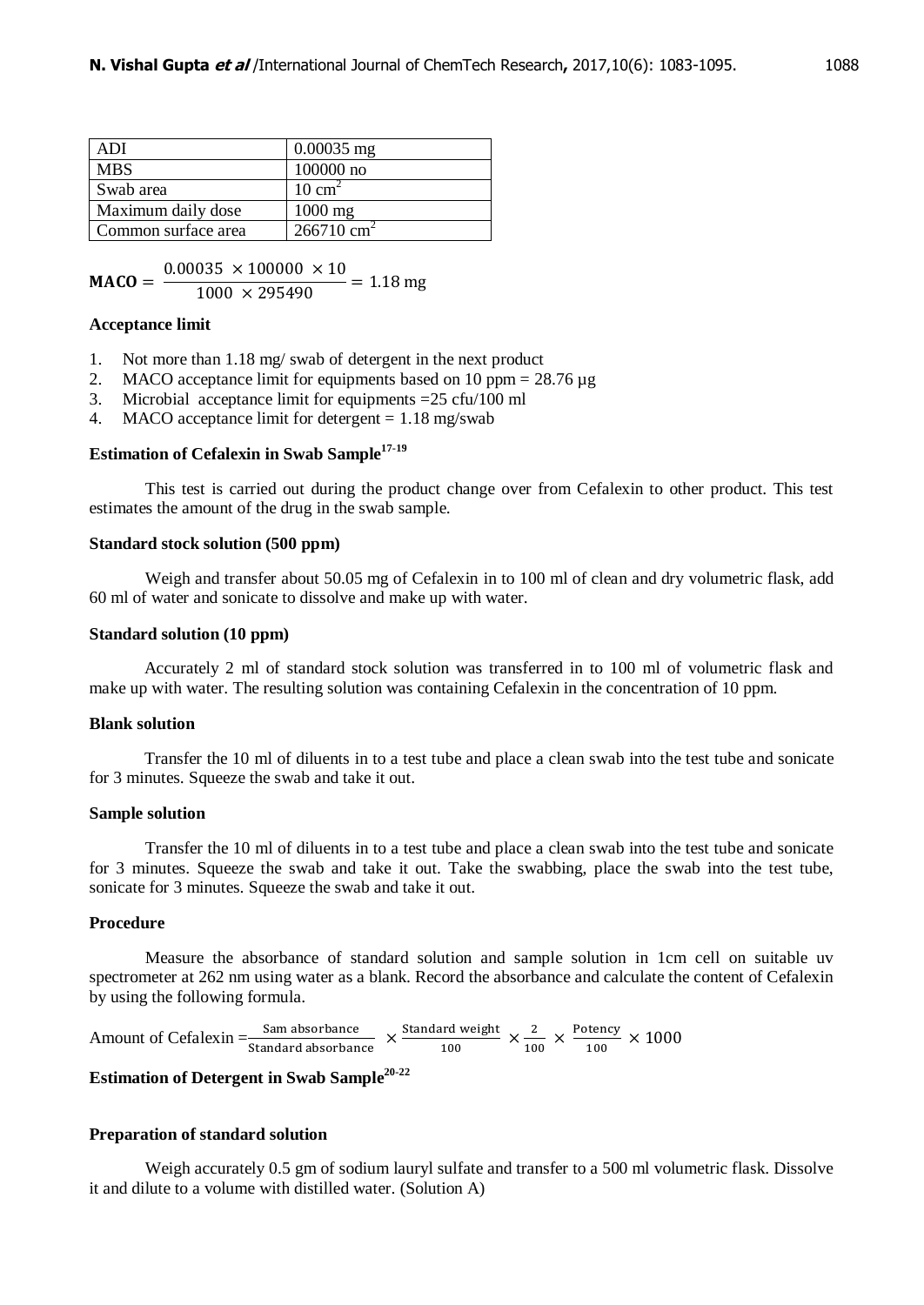| ADI | 0.00035 mg |
| --- | --- |
| MBS | 100000 no |
| Swab area | 10 $cm^2$ |
| Maximum daily dose | 1000 mg |
| Common surface area | 266710 $cm^2$ |

$$\mathbf{MACO} = \frac{0.00035 \times 100000 \times 10}{1000 \times 295490} = 1.18 \text{ mg}$$

**Acceptance limit**

1. Not more than 1.18 mg/ swab of detergent in the next product
2. MACO acceptance limit for equipments based on 10 ppm = 28.76 µg
3. Microbial acceptance limit for equipments =25 cfu/100 ml
4. MACO acceptance limit for detergent = 1.18 mg/swab

**Estimation of Cefalexin in Swab Sample[17-19]**

This test is carried out during the product change over from Cefalexin to other product. This test estimates the amount of the drug in the swab sample.

**Standard stock solution (500 ppm)**

Weigh and transfer about 50.05 mg of Cefalexin in to 100 ml of clean and dry volumetric flask, add 60 ml of water and sonicate to dissolve and make up with water.

**Standard solution (10 ppm)**

Accurately 2 ml of standard stock solution was transferred in to 100 ml of volumetric flask and make up with water. The resulting solution was containing Cefalexin in the concentration of 10 ppm.

**Blank solution**

Transfer the 10 ml of diluents in to a test tube and place a clean swab into the test tube and sonicate for 3 minutes. Squeeze the swab and take it out.

**Sample solution**

Transfer the 10 ml of diluents in to a test tube and place a clean swab into the test tube and sonicate for 3 minutes. Squeeze the swab and take it out. Take the swabbing, place the swab into the test tube, sonicate for 3 minutes. Squeeze the swab and take it out.

**Procedure**

Measure the absorbance of standard solution and sample solution in 1cm cell on suitable uv spectrometer at 262 nm using water as a blank. Record the absorbance and calculate the content of Cefalexin by using the following formula.

$$\text{Amount of Cefalexin} = \frac{\text{Sam absorbance}}{\text{Standard absorbance}} \times \frac{\text{Standard weight}}{100} \times \frac{2}{100} \times \frac{\text{Potency}}{100} \times 1000$$

**Estimation of Detergent in Swab Sample[20-22]**

**Preparation of standard solution**

Weigh accurately 0.5 gm of sodium lauryl sulfate and transfer to a 500 ml volumetric flask. Dissolve it and dilute to a volume with distilled water. (Solution A)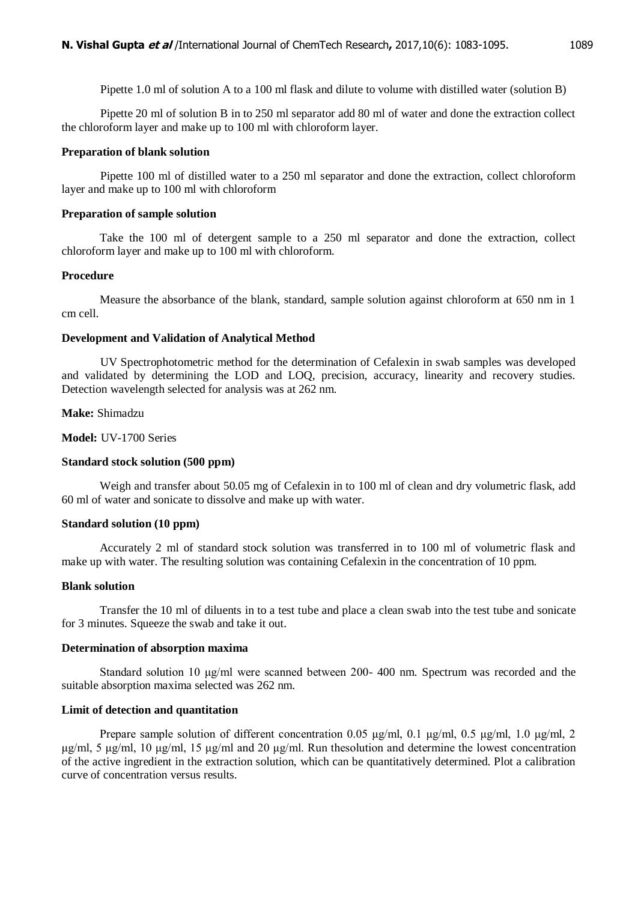Pipette 1.0 ml of solution A to a 100 ml flask and dilute to volume with distilled water (solution B)

Pipette 20 ml of solution B in to 250 ml separator add 80 ml of water and done the extraction collect the chloroform layer and make up to 100 ml with chloroform layer.

**Preparation of blank solution**

Pipette 100 ml of distilled water to a 250 ml separator and done the extraction, collect chloroform layer and make up to 100 ml with chloroform

**Preparation of sample solution**

Take the 100 ml of detergent sample to a 250 ml separator and done the extraction, collect chloroform layer and make up to 100 ml with chloroform.

**Procedure**

Measure the absorbance of the blank, standard, sample solution against chloroform at 650 nm in 1 cm cell.

**Development and Validation of Analytical Method**

UV Spectrophotometric method for the determination of Cefalexin in swab samples was developed and validated by determining the LOD and LOQ, precision, accuracy, linearity and recovery studies. Detection wavelength selected for analysis was at 262 nm.

**Make:** Shimadzu

**Model:** UV-1700 Series

**Standard stock solution (500 ppm)**

Weigh and transfer about 50.05 mg of Cefalexin in to 100 ml of clean and dry volumetric flask, add 60 ml of water and sonicate to dissolve and make up with water.

**Standard solution (10 ppm)**

Accurately 2 ml of standard stock solution was transferred in to 100 ml of volumetric flask and make up with water. The resulting solution was containing Cefalexin in the concentration of 10 ppm.

**Blank solution**

Transfer the 10 ml of diluents in to a test tube and place a clean swab into the test tube and sonicate for 3 minutes. Squeeze the swab and take it out.

**Determination of absorption maxima**

Standard solution 10 μg/ml were scanned between 200- 400 nm. Spectrum was recorded and the suitable absorption maxima selected was 262 nm.

**Limit of detection and quantitation**

Prepare sample solution of different concentration 0.05 μg/ml, 0.1 μg/ml, 0.5 μg/ml, 1.0 μg/ml, 2 μg/ml, 5 μg/ml, 10 μg/ml, 15 μg/ml and 20 μg/ml. Run thesolution and determine the lowest concentration of the active ingredient in the extraction solution, which can be quantitatively determined. Plot a calibration curve of concentration versus results.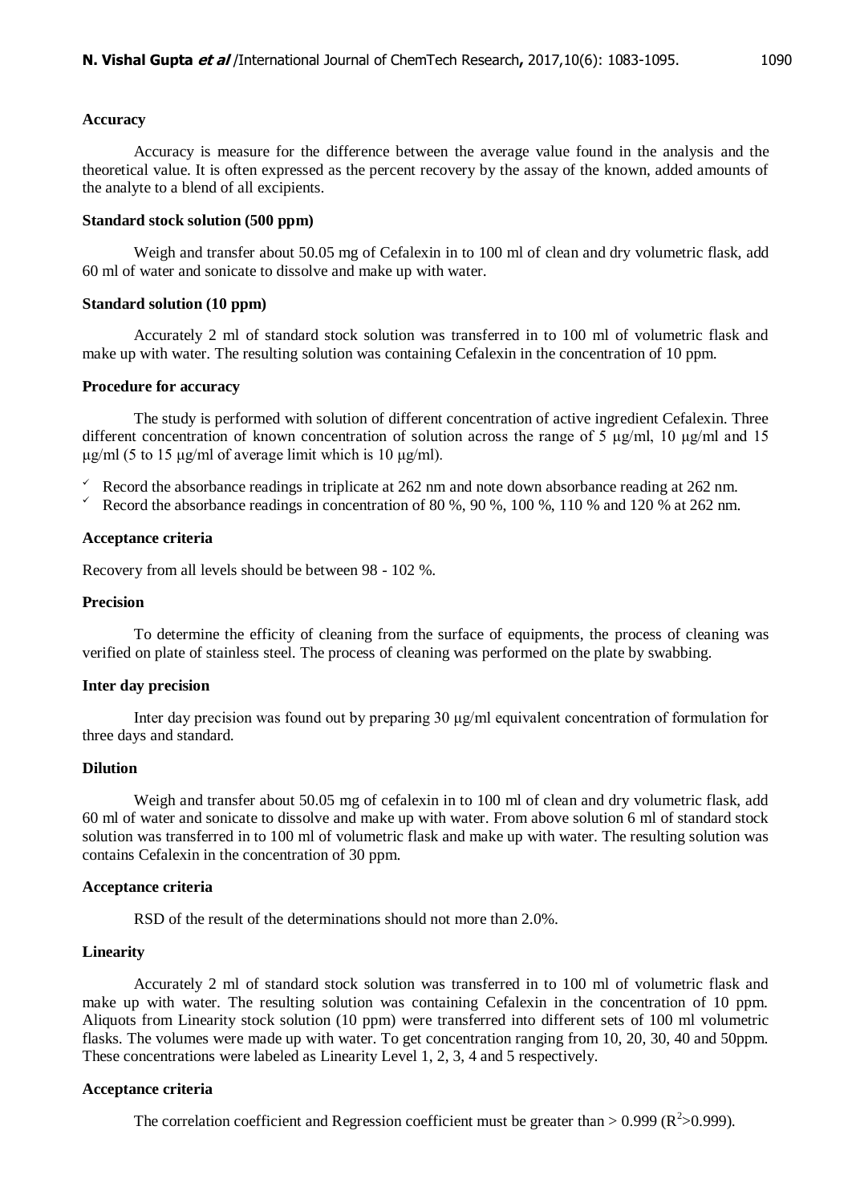**Accuracy**

Accuracy is measure for the difference between the average value found in the analysis and the theoretical value. It is often expressed as the percent recovery by the assay of the known, added amounts of the analyte to a blend of all excipients.

**Standard stock solution (500 ppm)**

Weigh and transfer about 50.05 mg of Cefalexin in to 100 ml of clean and dry volumetric flask, add 60 ml of water and sonicate to dissolve and make up with water.

**Standard solution (10 ppm)**

Accurately 2 ml of standard stock solution was transferred in to 100 ml of volumetric flask and make up with water. The resulting solution was containing Cefalexin in the concentration of 10 ppm.

**Procedure for accuracy**

The study is performed with solution of different concentration of active ingredient Cefalexin. Three different concentration of known concentration of solution across the range of 5 μg/ml, 10 μg/ml and 15 μg/ml (5 to 15 μg/ml of average limit which is 10 μg/ml).

- ✓ Record the absorbance readings in triplicate at 262 nm and note down absorbance reading at 262 nm.
- ✓ Record the absorbance readings in concentration of 80 %, 90 %, 100 %, 110 % and 120 % at 262 nm.

**Acceptance criteria**

Recovery from all levels should be between 98 - 102 %.

**Precision**

To determine the efficity of cleaning from the surface of equipments, the process of cleaning was verified on plate of stainless steel. The process of cleaning was performed on the plate by swabbing.

**Inter day precision**

Inter day precision was found out by preparing 30 μg/ml equivalent concentration of formulation for three days and standard.

**Dilution**

Weigh and transfer about 50.05 mg of cefalexin in to 100 ml of clean and dry volumetric flask, add 60 ml of water and sonicate to dissolve and make up with water. From above solution 6 ml of standard stock solution was transferred in to 100 ml of volumetric flask and make up with water. The resulting solution was contains Cefalexin in the concentration of 30 ppm.

**Acceptance criteria**

RSD of the result of the determinations should not more than 2.0%.

**Linearity**

Accurately 2 ml of standard stock solution was transferred in to 100 ml of volumetric flask and make up with water. The resulting solution was containing Cefalexin in the concentration of 10 ppm. Aliquots from Linearity stock solution (10 ppm) were transferred into different sets of 100 ml volumetric flasks. The volumes were made up with water. To get concentration ranging from 10, 20, 30, 40 and 50ppm. These concentrations were labeled as Linearity Level 1, 2, 3, 4 and 5 respectively.

**Acceptance criteria**

The correlation coefficient and Regression coefficient must be greater than > 0.999 ($R^2$>0.999).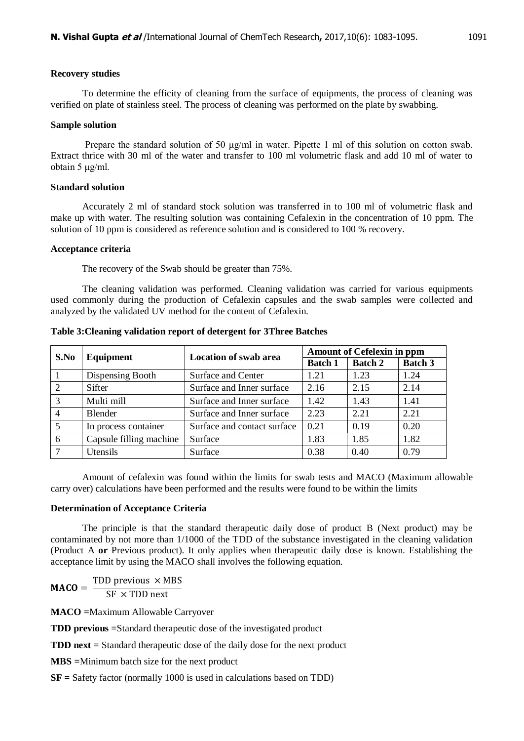**Recovery studies**

To determine the efficity of cleaning from the surface of equipments, the process of cleaning was verified on plate of stainless steel. The process of cleaning was performed on the plate by swabbing.

**Sample solution**

Prepare the standard solution of 50 μg/ml in water. Pipette 1 ml of this solution on cotton swab. Extract thrice with 30 ml of the water and transfer to 100 ml volumetric flask and add 10 ml of water to obtain 5 μg/ml.

**Standard solution**

Accurately 2 ml of standard stock solution was transferred in to 100 ml of volumetric flask and make up with water. The resulting solution was containing Cefalexin in the concentration of 10 ppm. The solution of 10 ppm is considered as reference solution and is considered to 100 % recovery.

**Acceptance criteria**

The recovery of the Swab should be greater than 75%.

The cleaning validation was performed. Cleaning validation was carried for various equipments used commonly during the production of Cefalexin capsules and the swab samples were collected and analyzed by the validated UV method for the content of Cefalexin.

**Table 3:Cleaning validation report of detergent for 3Three Batches**

| S.No | Equipment | Location of swab area | Amount of Cefelexin in ppm | | |
|---|---|---|---|---|---|
| | | | Batch 1 | Batch 2 | Batch 3 |
| 1 | Dispensing Booth | Surface and Center | 1.21 | 1.23 | 1.24 |
| 2 | Sifter | Surface and Inner surface | 2.16 | 2.15 | 2.14 |
| 3 | Multi mill | Surface and Inner surface | 1.42 | 1.43 | 1.41 |
| 4 | Blender | Surface and Inner surface | 2.23 | 2.21 | 2.21 |
| 5 | In process container | Surface and contact surface | 0.21 | 0.19 | 0.20 |
| 6 | Capsule filling machine | Surface | 1.83 | 1.85 | 1.82 |
| 7 | Utensils | Surface | 0.38 | 0.40 | 0.79 |

Amount of cefalexin was found within the limits for swab tests and MACO (Maximum allowable carry over) calculations have been performed and the results were found to be within the limits

**Determination of Acceptance Criteria**

The principle is that the standard therapeutic daily dose of product B (Next product) may be contaminated by not more than 1/1000 of the TDD of the substance investigated in the cleaning validation (Product A **or** Previous product). It only applies when therapeutic daily dose is known. Establishing the acceptance limit by using the MACO shall involves the following equation.

$$\mathbf{MACO} = \frac{\text{TDD previous } \times \text{MBS}}{\text{SF } \times \text{TDD next}}$$

**MACO =**Maximum Allowable Carryover

**TDD previous =**Standard therapeutic dose of the investigated product

**TDD next =** Standard therapeutic dose of the daily dose for the next product

**MBS =**Minimum batch size for the next product

**SF =** Safety factor (normally 1000 is used in calculations based on TDD)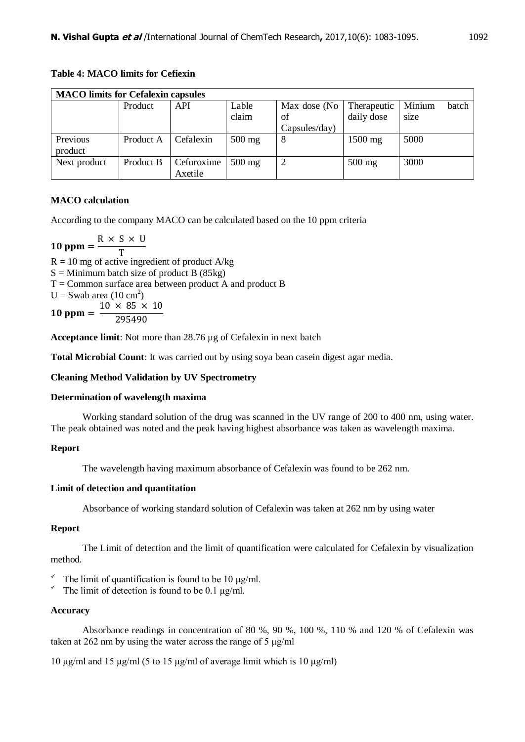**Table 4: MACO limits for Cefiexin**

| MACO limits for Cefalexin capsules | | | | | | |
|---|---|---|---|---|---|---|
| | Product | API | Lable claim | Max dose (No of Capsules/day) | Therapeutic daily dose | Minium batch size |
| Previous product | Product A | Cefalexin | 500 mg | 8 | 1500 mg | 5000 |
| Next product | Product B | Cefuroxime Axetile | 500 mg | 2 | 500 mg | 3000 |

**MACO calculation**

According to the company MACO can be calculated based on the 10 ppm criteria

$$\mathbf{10\ ppm} = \frac{R \times S \times U}{T}$$

R = 10 mg of active ingredient of product A/kg

S = Minimum batch size of product B (85kg)

T = Common surface area between product A and product B

U = Swab area (10 $cm^2$)

$$\mathbf{10\ ppm} = \frac{10 \times 85 \times 10}{295490}$$

**Acceptance limit**: Not more than 28.76 µg of Cefalexin in next batch

**Total Microbial Count**: It was carried out by using soya bean casein digest agar media.

**Cleaning Method Validation by UV Spectrometry**

**Determination of wavelength maxima**

Working standard solution of the drug was scanned in the UV range of 200 to 400 nm, using water. The peak obtained was noted and the peak having highest absorbance was taken as wavelength maxima.

**Report**

The wavelength having maximum absorbance of Cefalexin was found to be 262 nm.

**Limit of detection and quantitation**

Absorbance of working standard solution of Cefalexin was taken at 262 nm by using water

**Report**

The Limit of detection and the limit of quantification were calculated for Cefalexin by visualization method.

- The limit of quantification is found to be 10 µg/ml.
- The limit of detection is found to be 0.1 µg/ml.

**Accuracy**

Absorbance readings in concentration of 80 %, 90 %, 100 %, 110 % and 120 % of Cefalexin was taken at 262 nm by using the water across the range of 5 µg/ml

10 µg/ml and 15 µg/ml (5 to 15 µg/ml of average limit which is 10 µg/ml)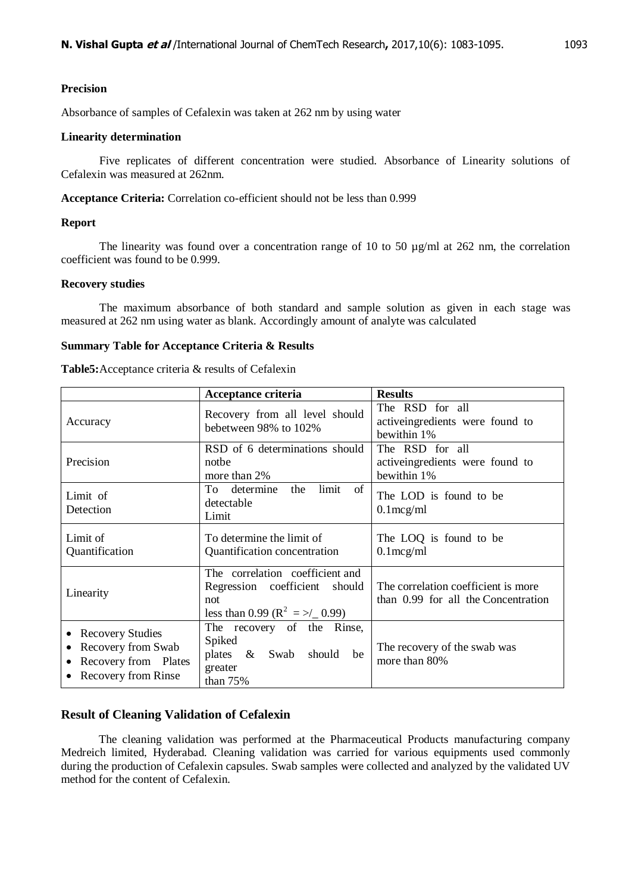**Precision**

Absorbance of samples of Cefalexin was taken at 262 nm by using water

**Linearity determination**

Five replicates of different concentration were studied. Absorbance of Linearity solutions of Cefalexin was measured at 262nm.

**Acceptance Criteria:** Correlation co-efficient should not be less than 0.999

**Report**

The linearity was found over a concentration range of 10 to 50 µg/ml at 262 nm, the correlation coefficient was found to be 0.999.

**Recovery studies**

The maximum absorbance of both standard and sample solution as given in each stage was measured at 262 nm using water as blank. Accordingly amount of analyte was calculated

**Summary Table for Acceptance Criteria & Results**

**Table5:** Acceptance criteria & results of Cefalexin

| | Acceptance criteria | Results |
|---|---|---|
| Accuracy | Recovery from all level should bebetween 98% to 102% | The RSD for all activeingredients were found to bewithin 1% |
| Precision | RSD of 6 determinations should notbe more than 2% | The RSD for all activeingredients were found to bewithin 1% |
| Limit of Detection | To determine the limit of detectable Limit | The LOD is found to be 0.1mcg/ml |
| Limit of Quantification | To determine the limit of Quantification concentration | The LOQ is found to be 0.1mcg/ml |
| Linearity | The correlation coefficient and Regression coefficient should not less than 0.99 ($R^2$ = >/_ 0.99) | The correlation coefficient is more than 0.99 for all the Concentration |
| • Recovery Studies<br>• Recovery from Swab<br>• Recovery from Plates<br>• Recovery from Rinse | The recovery of the Rinse, Spiked plates & Swab should be greater than 75% | The recovery of the swab was more than 80% |

## Result of Cleaning Validation of Cefalexin

The cleaning validation was performed at the Pharmaceutical Products manufacturing company Medreich limited, Hyderabad. Cleaning validation was carried for various equipments used commonly during the production of Cefalexin capsules. Swab samples were collected and analyzed by the validated UV method for the content of Cefalexin.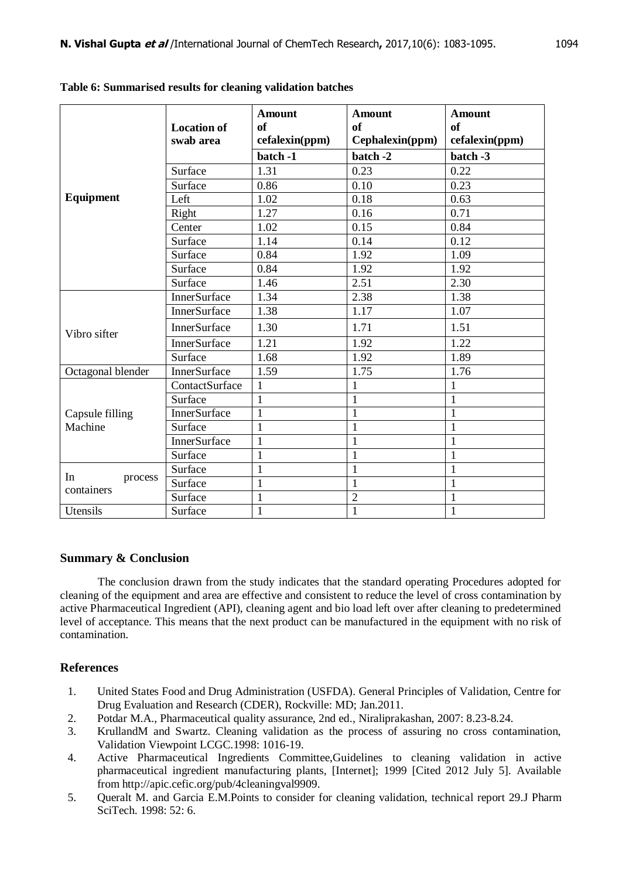**Table 6: Summarised results for cleaning validation batches**

| | Location of swab area | Amount of cefalexin(ppm) | Amount of Cephalexin(ppm) | Amount of cefalexin(ppm) |
|---|---|---|---|---|
| | | batch -1 | batch -2 | batch -3 |
| Equipment | Surface | 1.31 | 0.23 | 0.22 |
| | Surface | 0.86 | 0.10 | 0.23 |
| | Left | 1.02 | 0.18 | 0.63 |
| | Right | 1.27 | 0.16 | 0.71 |
| | Center | 1.02 | 0.15 | 0.84 |
| | Surface | 1.14 | 0.14 | 0.12 |
| | Surface | 0.84 | 1.92 | 1.09 |
| | Surface | 0.84 | 1.92 | 1.92 |
| | Surface | 1.46 | 2.51 | 2.30 |
| Vibro sifter | InnerSurface | 1.34 | 2.38 | 1.38 |
| | InnerSurface | 1.38 | 1.17 | 1.07 |
| | InnerSurface | 1.30 | 1.71 | 1.51 |
| | InnerSurface | 1.21 | 1.92 | 1.22 |
| | Surface | 1.68 | 1.92 | 1.89 |
| Octagonal blender | InnerSurface | 1.59 | 1.75 | 1.76 |
| Capsule filling Machine | ContactSurface | 1 | 1 | 1 |
| | Surface | 1 | 1 | 1 |
| | InnerSurface | 1 | 1 | 1 |
| | Surface | 1 | 1 | 1 |
| | InnerSurface | 1 | 1 | 1 |
| | Surface | 1 | 1 | 1 |
| In process containers | Surface | 1 | 1 | 1 |
| | Surface | 1 | 1 | 1 |
| | Surface | 1 | 2 | 1 |
| Utensils | Surface | 1 | 1 | 1 |

## Summary & Conclusion

The conclusion drawn from the study indicates that the standard operating Procedures adopted for cleaning of the equipment and area are effective and consistent to reduce the level of cross contamination by active Pharmaceutical Ingredient (API), cleaning agent and bio load left over after cleaning to predetermined level of acceptance. This means that the next product can be manufactured in the equipment with no risk of contamination.

## References

1. United States Food and Drug Administration (USFDA). General Principles of Validation, Centre for Drug Evaluation and Research (CDER), Rockville: MD; Jan.2011.
2. Potdar M.A., Pharmaceutical quality assurance, 2nd ed., Niraliprakashan, 2007: 8.23-8.24.
3. KrullandM and Swartz. Cleaning validation as the process of assuring no cross contamination, Validation Viewpoint LCGC.1998: 1016-19.
4. Active Pharmaceutical Ingredients Committee,Guidelines to cleaning validation in active pharmaceutical ingredient manufacturing plants, [Internet]; 1999 [Cited 2012 July 5]. Available from http://apic.cefic.org/pub/4cleaningval9909.
5. Queralt M. and Garcia E.M.Points to consider for cleaning validation, technical report 29.J Pharm SciTech. 1998: 52: 6.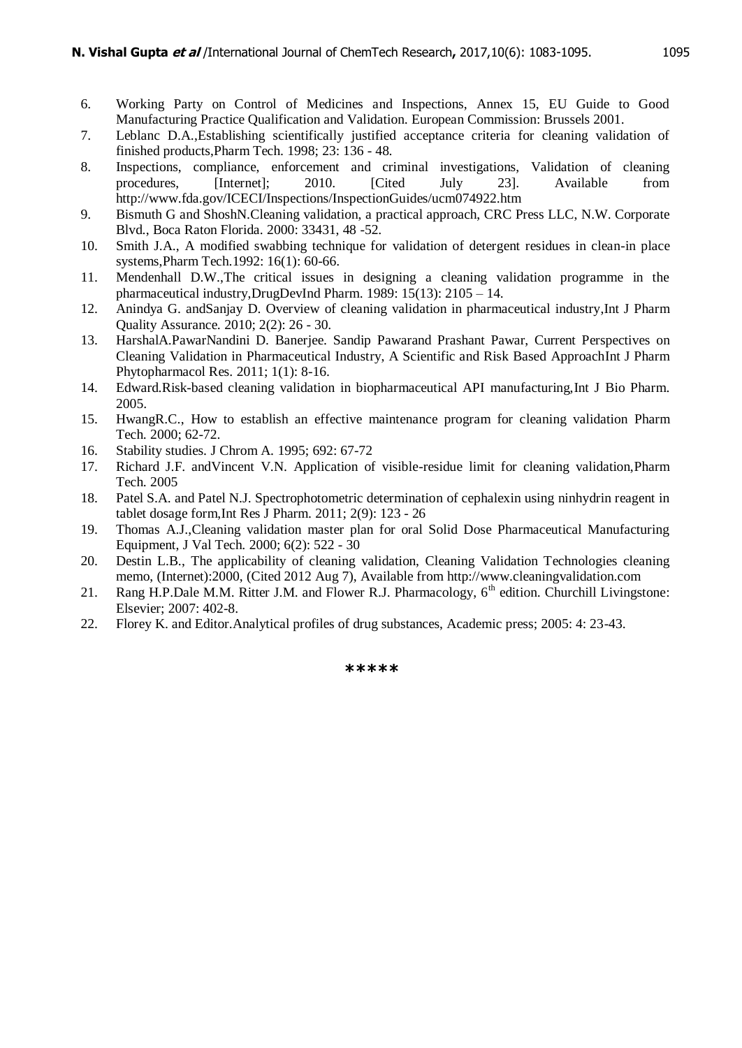6. Working Party on Control of Medicines and Inspections, Annex 15, EU Guide to Good Manufacturing Practice Qualification and Validation. European Commission: Brussels 2001.
7. Leblanc D.A.,Establishing scientifically justified acceptance criteria for cleaning validation of finished products,Pharm Tech. 1998; 23: 136 - 48.
8. Inspections, compliance, enforcement and criminal investigations, Validation of cleaning procedures, [Internet]; 2010. [Cited July 23]. Available from http://www.fda.gov/ICECI/Inspections/InspectionGuides/ucm074922.htm
9. Bismuth G and ShoshN.Cleaning validation, a practical approach, CRC Press LLC, N.W. Corporate Blvd., Boca Raton Florida. 2000: 33431, 48 -52.
10. Smith J.A., A modified swabbing technique for validation of detergent residues in clean-in place systems,Pharm Tech.1992: 16(1): 60-66.
11. Mendenhall D.W.,The critical issues in designing a cleaning validation programme in the pharmaceutical industry,DrugDevInd Pharm. 1989: 15(13): 2105 – 14.
12. Anindya G. andSanjay D. Overview of cleaning validation in pharmaceutical industry,Int J Pharm Quality Assurance. 2010; 2(2): 26 - 30.
13. HarshalA.PawarNandini D. Banerjee. Sandip Pawarand Prashant Pawar, Current Perspectives on Cleaning Validation in Pharmaceutical Industry, A Scientific and Risk Based ApproachInt J Pharm Phytopharmacol Res. 2011; 1(1): 8-16.
14. Edward.Risk-based cleaning validation in biopharmaceutical API manufacturing,Int J Bio Pharm. 2005.
15. HwangR.C., How to establish an effective maintenance program for cleaning validation Pharm Tech. 2000; 62-72.
16. Stability studies. J Chrom A. 1995; 692: 67-72
17. Richard J.F. andVincent V.N. Application of visible-residue limit for cleaning validation,Pharm Tech. 2005
18. Patel S.A. and Patel N.J. Spectrophotometric determination of cephalexin using ninhydrin reagent in tablet dosage form,Int Res J Pharm. 2011; 2(9): 123 - 26
19. Thomas A.J.,Cleaning validation master plan for oral Solid Dose Pharmaceutical Manufacturing Equipment, J Val Tech. 2000; 6(2): 522 - 30
20. Destin L.B., The applicability of cleaning validation, Cleaning Validation Technologies cleaning memo, (Internet):2000, (Cited 2012 Aug 7), Available from http://www.cleaningvalidation.com
21. Rang H.P.Dale M.M. Ritter J.M. and Flower R.J. Pharmacology, 6th edition. Churchill Livingstone: Elsevier; 2007: 402-8.
22. Florey K. and Editor.Analytical profiles of drug substances, Academic press; 2005: 4: 23-43.

*****